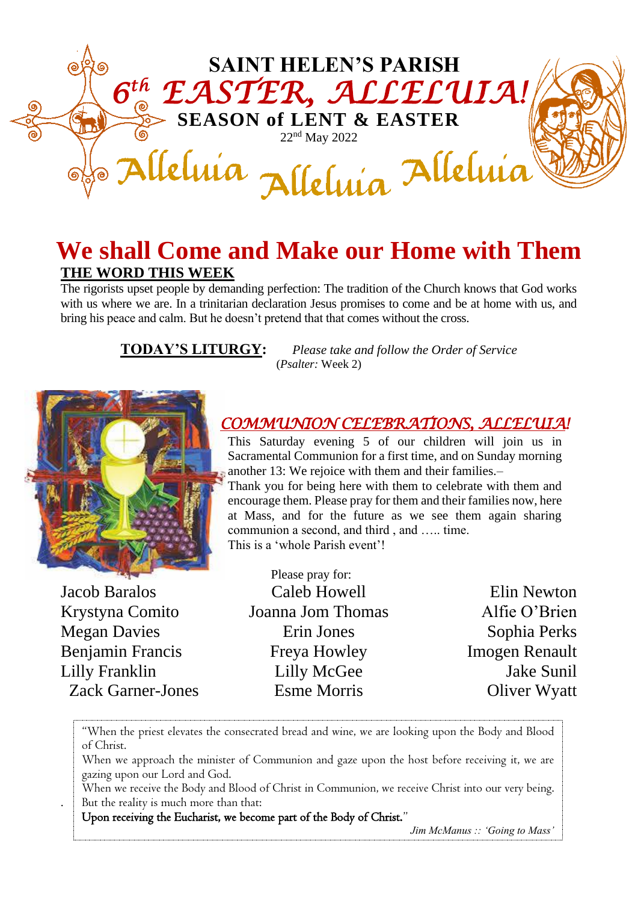# SAINT HELEN'S PARISH

## 6th EASTER, ALLELUIA!

### SEASON of LENT & EASTER

22nd May 2022

Alleluia Alleluia Alleluia

# We shall Come and Make our Home with Them

**THE WORD THIS WEEK**

The rigorists upset people by demanding perfection: The tradition of the Church knows that God works with us where we are. In a trinitarian declaration Jesus promises to come and be at home with us, and bring his peace and calm. But he doesn't pretend that that comes without the cross.

**TODAY'S LITURGY:** *Please take and follow the Order of Service* (*Psalter:* Week 2)

## *COMMUNION CELEBRATIONS, ALLELUIA!*

This Saturday evening 5 of our children will join us in Sacramental Communion for a first time, and on Sunday morning another 13: We rejoice with them and their families.–

Thank you for being here with them to celebrate with them and encourage them. Please pray for them and their families now, here at Mass, and for the future as we see them again sharing communion a second, and third , and ….. time.

This is a 'whole Parish event'!

Please pray for:

| | | |
|---|---|---|
| Jacob Baralos | Caleb Howell | Elin Newton |
| Krystyna Comito | Joanna Jom Thomas | Alfie O'Brien |
| Megan Davies | Erin Jones | Sophia Perks |
| Benjamin Francis | Freya Howley | Imogen Renault |
| Lilly Franklin | Lilly McGee | Jake Sunil |
| Zack Garner-Jones | Esme Morris | Oliver Wyatt |

"When the priest elevates the consecrated bread and wine, we are looking upon the Body and Blood of Christ.

When we approach the minister of Communion and gaze upon the host before receiving it, we are gazing upon our Lord and God.

When we receive the Body and Blood of Christ in Communion, we receive Christ into our very being. But the reality is much more than that:

Upon receiving the Eucharist, we become part of the Body of Christ."

*Jim McManus :: 'Going to Mass'*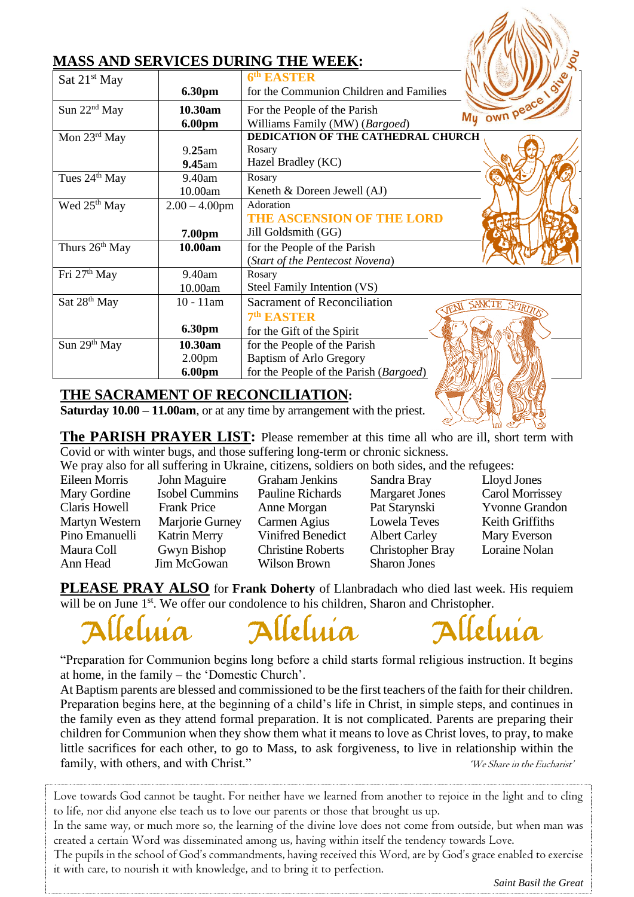## MASS AND SERVICES DURING THE WEEK:

| | | |
|---|---|---|
| Sat 21st May | **6.30pm** | **6th EASTER** for the Communion Children and Families |
| Sun 22nd May | **10.30am** | For the People of the Parish |
| | **6.00pm** | Williams Family (MW) (*Bargoed*) |
| Mon 23rd May | | **DEDICATION OF THE CATHEDRAL CHURCH** |
| | 9.**25**am | Rosary |
| | **9.45**am | Hazel Bradley (KC) |
| Tues 24th May | 9.40am | Rosary |
| | 10.00am | Keneth & Doreen Jewell (AJ) |
| Wed 25th May | 2.00 – 4.00pm | Adoration |
| | | **THE ASCENSION OF THE LORD** |
| | **7.00pm** | Jill Goldsmith (GG) |
| Thurs 26th May | **10.00am** | for the People of the Parish (*Start of the Pentecost Novena*) |
| Fri 27th May | 9.40am | Rosary |
| | 10.00am | Steel Family Intention (VS) |
| Sat 28th May | 10 - 11am | Sacrament of Reconciliation |
| | | **7th EASTER** |
| | **6.30pm** | for the Gift of the Spirit |
| Sun 29th May | **10.30am** | for the People of the Parish |
| | 2.00pm | Baptism of Arlo Gregory |
| | **6.00pm** | for the People of the Parish (*Bargoed*) |

My own peace I give you

VENI SANCTE SPIRITUS

## THE SACRAMENT OF RECONCILIATION:

**Saturday 10.00 – 11.00am**, or at any time by arrangement with the priest.

**The PARISH PRAYER LIST:** Please remember at this time all who are ill, short term with Covid or with winter bugs, and those suffering long-term or chronic sickness.
We pray also for all suffering in Ukraine, citizens, soldiers on both sides, and the refugees:

| | | | | |
|---|---|---|---|---|
| Eileen Morris | John Maguire | Graham Jenkins | Sandra Bray | Lloyd Jones |
| Mary Gordine | Isobel Cummins | Pauline Richards | Margaret Jones | Carol Morrissey |
| Claris Howell | Frank Price | Anne Morgan | Pat Starynski | Yvonne Grandon |
| Martyn Western | Marjorie Gurney | Carmen Agius | Lowela Teves | Keith Griffiths |
| Pino Emanuelli | Katrin Merry | Vinifred Benedict | Albert Carley | Mary Everson |
| Maura Coll | Gwyn Bishop | Christine Roberts | Christopher Bray | Loraine Nolan |
| Ann Head | Jim McGowan | Wilson Brown | Sharon Jones | |

**PLEASE PRAY ALSO** for **Frank Doherty** of Llanbradach who died last week. His requiem will be on June 1st. We offer our condolence to his children, Sharon and Christopher.

Alleluia Alleluia Alleluia

"Preparation for Communion begins long before a child starts formal religious instruction. It begins at home, in the family – the 'Domestic Church'.
At Baptism parents are blessed and commissioned to be the first teachers of the faith for their children. Preparation begins here, at the beginning of a child's life in Christ, in simple steps, and continues in the family even as they attend formal preparation. It is not complicated. Parents are preparing their children for Communion when they show them what it means to love as Christ loves, to pray, to make little sacrifices for each other, to go to Mass, to ask forgiveness, to live in relationship within the family, with others, and with Christ."

*'We Share in the Eucharist'*

Love towards God cannot be taught. For neither have we learned from another to rejoice in the light and to cling to life, nor did anyone else teach us to love our parents or those that brought us up.
In the same way, or much more so, the learning of the divine love does not come from outside, but when man was created a certain Word was disseminated among us, having within itself the tendency towards Love.
The pupils in the school of God's commandments, having received this Word, are by God's grace enabled to exercise it with care, to nourish it with knowledge, and to bring it to perfection.

*Saint Basil the Great*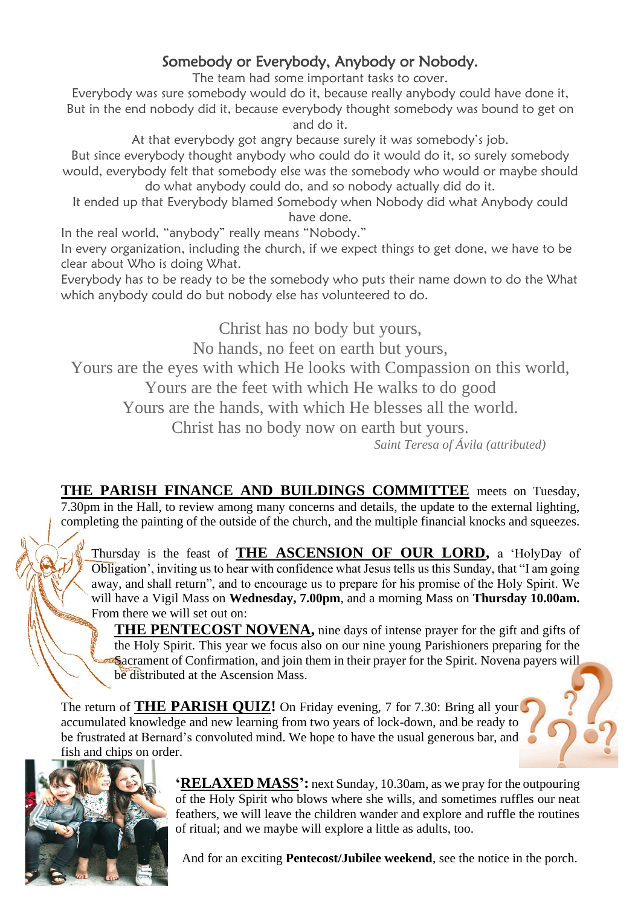## Somebody or Everybody, Anybody or Nobody.

The team had some important tasks to cover.
Everybody was sure somebody would do it, because really anybody could have done it,
But in the end nobody did it, because everybody thought somebody was bound to get on and do it.
At that everybody got angry because surely it was somebody's job.
But since everybody thought anybody who could do it would do it, so surely somebody would, everybody felt that somebody else was the somebody who would or maybe should do what anybody could do, and so nobody actually did do it.
It ended up that Everybody blamed Somebody when Nobody did what Anybody could have done.

In the real world, "anybody" really means "Nobody."
In every organization, including the church, if we expect things to get done, we have to be clear about Who is doing What.
Everybody has to be ready to be the somebody who puts their name down to do the What which anybody could do but nobody else has volunteered to do.

Christ has no body but yours,
No hands, no feet on earth but yours,
Yours are the eyes with which He looks with Compassion on this world,
Yours are the feet with which He walks to do good
Yours are the hands, with which He blesses all the world.
Christ has no body now on earth but yours.
*Saint Teresa of Ávila (attributed)*

**THE PARISH FINANCE AND BUILDINGS COMMITTEE** meets on Tuesday, 7.30pm in the Hall, to review among many concerns and details, the update to the external lighting, completing the painting of the outside of the church, and the multiple financial knocks and squeezes.

Thursday is the feast of **THE ASCENSION OF OUR LORD,** a 'HolyDay of Obligation', inviting us to hear with confidence what Jesus tells us this Sunday, that "I am going away, and shall return", and to encourage us to prepare for his promise of the Holy Spirit. We will have a Vigil Mass on **Wednesday, 7.00pm**, and a morning Mass on **Thursday 10.00am.** From there we will set out on:

**THE PENTECOST NOVENA,** nine days of intense prayer for the gift and gifts of the Holy Spirit. This year we focus also on our nine young Parishioners preparing for the Sacrament of Confirmation, and join them in their prayer for the Spirit. Novena payers will be distributed at the Ascension Mass.

The return of **THE PARISH QUIZ!** On Friday evening, 7 for 7.30: Bring all your accumulated knowledge and new learning from two years of lock-down, and be ready to be frustrated at Bernard's convoluted mind. We hope to have the usual generous bar, and fish and chips on order.

**'RELAXED MASS':** next Sunday, 10.30am, as we pray for the outpouring of the Holy Spirit who blows where she wills, and sometimes ruffles our neat feathers, we will leave the children wander and explore and ruffle the routines of ritual; and we maybe will explore a little as adults, too.

And for an exciting **Pentecost/Jubilee weekend**, see the notice in the porch.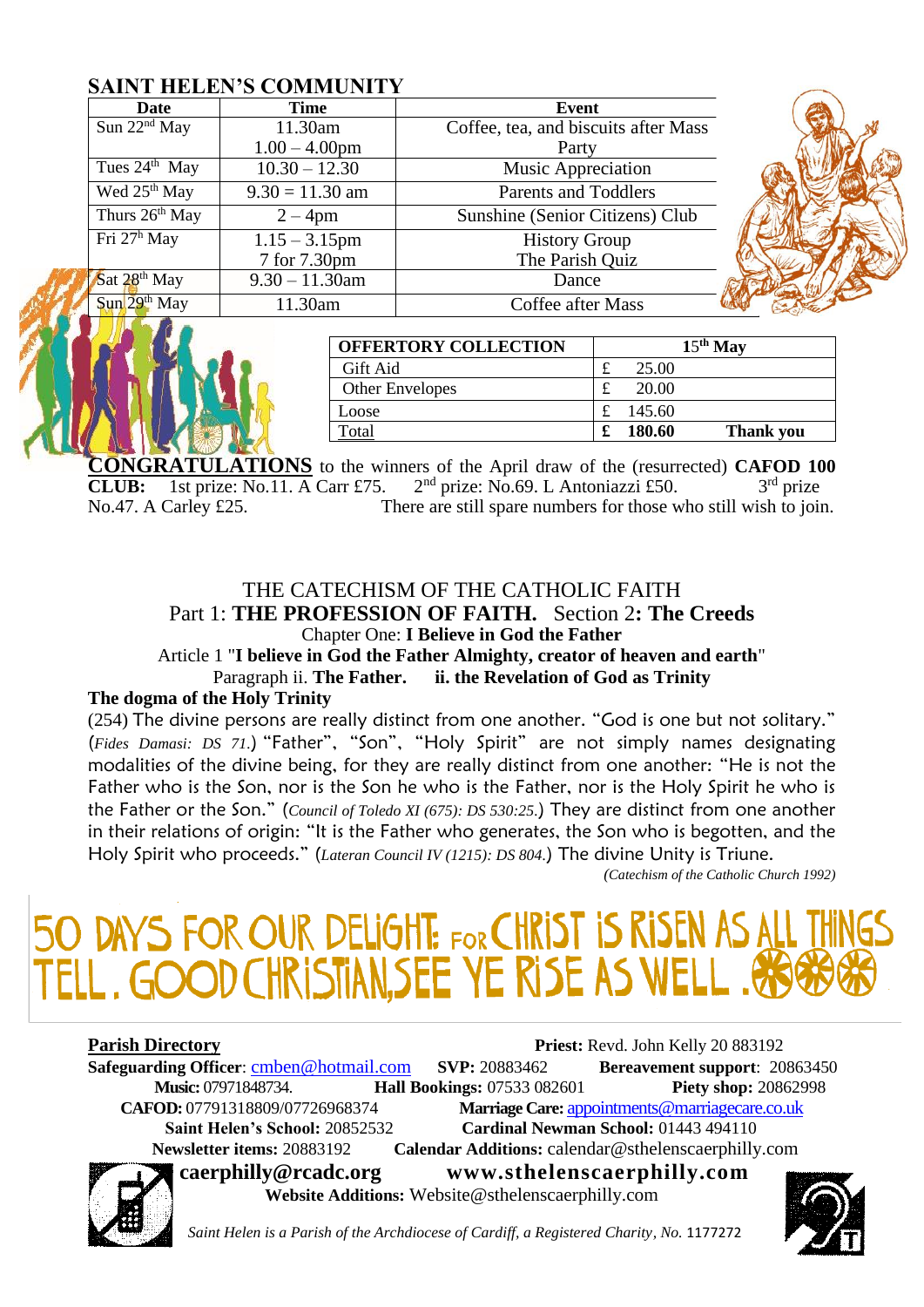## SAINT HELEN'S COMMUNITY

| Date | Time | Event |
|---|---|---|
| Sun 22nd May | 11.30am<br>1.00 – 4.00pm | Coffee, tea, and biscuits after Mass<br>Party |
| Tues 24th May | 10.30 – 12.30 | Music Appreciation |
| Wed 25th May | 9.30 = 11.30 am | Parents and Toddlers |
| Thurs 26th May | 2 – 4pm | Sunshine (Senior Citizens) Club |
| Fri 27th May | 1.15 – 3.15pm<br>7 for 7.30pm | History Group<br>The Parish Quiz |
| Sat 28th May | 9.30 – 11.30am | Dance |
| Sun 29th May | 11.30am | Coffee after Mass |

| OFFERTORY COLLECTION | 15th May | |
|---|---|---|
| Gift Aid | £ 25.00 | |
| Other Envelopes | £ 20.00 | |
| Loose | £ 145.60 | |
| Total | **£ 180.60** | **Thank you** |

**CONGRATULATIONS** to the winners of the April draw of the (resurrected) **CAFOD 100 CLUB:** 1st prize: No.11. A Carr £75. 2nd prize: No.69. L Antoniazzi £50. 3rd prize No.47. A Carley £25. There are still spare numbers for those who still wish to join.

THE CATECHISM OF THE CATHOLIC FAITH
Part 1: **THE PROFESSION OF FAITH.** Section 2**: The Creeds**
Chapter One: **I Believe in God the Father**
Article 1 "**I believe in God the Father Almighty, creator of heaven and earth**"
Paragraph ii. **The Father. ii. the Revelation of God as Trinity**

**The dogma of the Holy Trinity**

(254) The divine persons are really distinct from one another. "God is one but not solitary." (*Fides Damasi: DS 71.*) "Father", "Son", "Holy Spirit" are not simply names designating modalities of the divine being, for they are really distinct from one another: "He is not the Father who is the Son, nor is the Son he who is the Father, nor is the Holy Spirit he who is the Father or the Son." (*Council of Toledo XI (675): DS 530:25.*) They are distinct from one another in their relations of origin: "It is the Father who generates, the Son who is begotten, and the Holy Spirit who proceeds." (*Lateran Council IV (1215): DS 804.*) The divine Unity is Triune.

*(Catechism of the Catholic Church 1992)*

50 DAYS FOR OUR DELIGHT: FOR CHRIST IS RISEN AS ALL THINGS TELL. GOOD CHRISTIANS SEE YE RISE AS WELL.

**Parish Directory**

**Priest:** Revd. John Kelly 20 883192
**Safeguarding Officer**: cmben@hotmail.com **SVP:** 20883462 **Bereavement support**: 20863450
**Music:** 07971848734. **Hall Bookings:** 07533 082601 **Piety shop:** 20862998
**CAFOD:** 07791318809/07726968374 **Marriage Care:** appointments@marriagecare.co.uk
**Saint Helen's School:** 20852532 **Cardinal Newman School:** 01443 494110
**Newsletter items:** 20883192 **Calendar Additions:** calendar@sthelenscaerphilly.com
**caerphilly@rcadc.org** **www.sthelenscaerphilly.com**
**Website Additions:** Website@sthelenscaerphilly.com

*Saint Helen is a Parish of the Archdiocese of Cardiff, a Registered Charity, No.* 1177272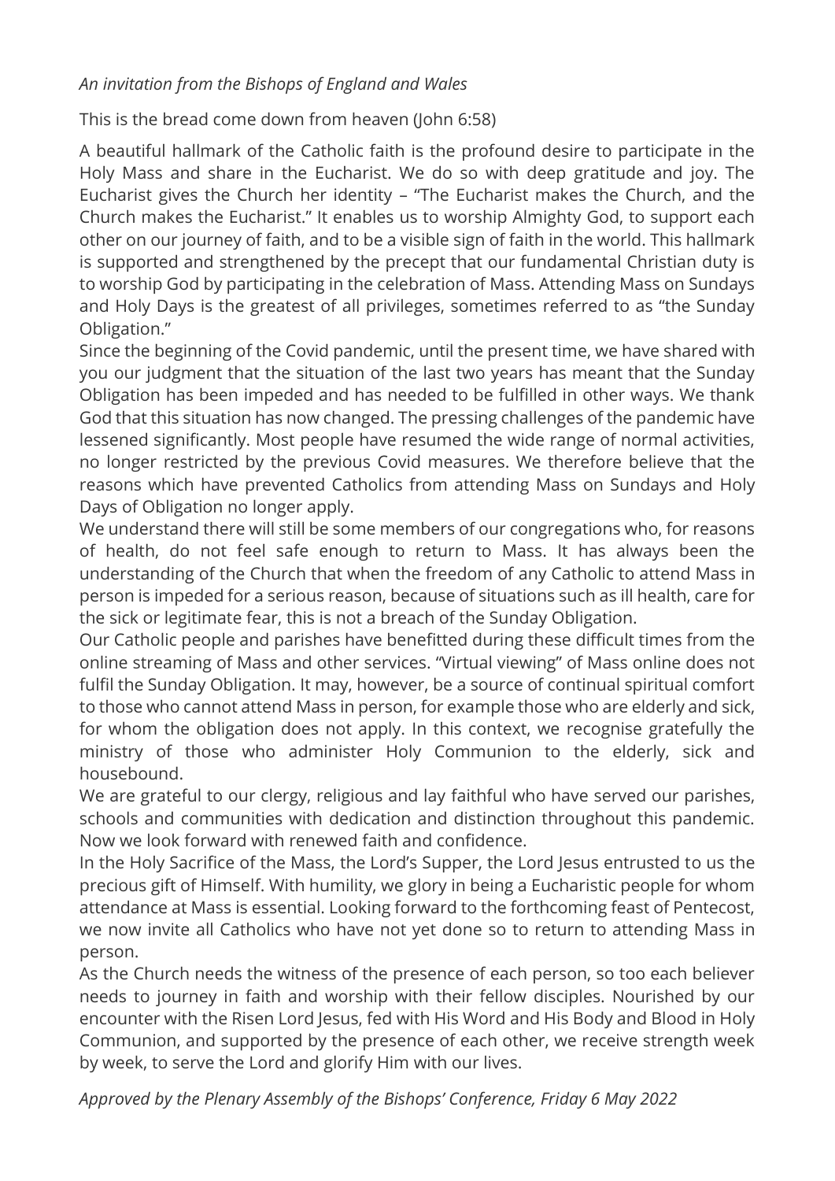*An invitation from the Bishops of England and Wales*

This is the bread come down from heaven (John 6:58)

A beautiful hallmark of the Catholic faith is the profound desire to participate in the Holy Mass and share in the Eucharist. We do so with deep gratitude and joy. The Eucharist gives the Church her identity – "The Eucharist makes the Church, and the Church makes the Eucharist." It enables us to worship Almighty God, to support each other on our journey of faith, and to be a visible sign of faith in the world. This hallmark is supported and strengthened by the precept that our fundamental Christian duty is to worship God by participating in the celebration of Mass. Attending Mass on Sundays and Holy Days is the greatest of all privileges, sometimes referred to as "the Sunday Obligation."

Since the beginning of the Covid pandemic, until the present time, we have shared with you our judgment that the situation of the last two years has meant that the Sunday Obligation has been impeded and has needed to be fulfilled in other ways. We thank God that this situation has now changed. The pressing challenges of the pandemic have lessened significantly. Most people have resumed the wide range of normal activities, no longer restricted by the previous Covid measures. We therefore believe that the reasons which have prevented Catholics from attending Mass on Sundays and Holy Days of Obligation no longer apply.

We understand there will still be some members of our congregations who, for reasons of health, do not feel safe enough to return to Mass. It has always been the understanding of the Church that when the freedom of any Catholic to attend Mass in person is impeded for a serious reason, because of situations such as ill health, care for the sick or legitimate fear, this is not a breach of the Sunday Obligation.

Our Catholic people and parishes have benefitted during these difficult times from the online streaming of Mass and other services. "Virtual viewing" of Mass online does not fulfil the Sunday Obligation. It may, however, be a source of continual spiritual comfort to those who cannot attend Mass in person, for example those who are elderly and sick, for whom the obligation does not apply. In this context, we recognise gratefully the ministry of those who administer Holy Communion to the elderly, sick and housebound.

We are grateful to our clergy, religious and lay faithful who have served our parishes, schools and communities with dedication and distinction throughout this pandemic. Now we look forward with renewed faith and confidence.

In the Holy Sacrifice of the Mass, the Lord's Supper, the Lord Jesus entrusted to us the precious gift of Himself. With humility, we glory in being a Eucharistic people for whom attendance at Mass is essential. Looking forward to the forthcoming feast of Pentecost, we now invite all Catholics who have not yet done so to return to attending Mass in person.

As the Church needs the witness of the presence of each person, so too each believer needs to journey in faith and worship with their fellow disciples. Nourished by our encounter with the Risen Lord Jesus, fed with His Word and His Body and Blood in Holy Communion, and supported by the presence of each other, we receive strength week by week, to serve the Lord and glorify Him with our lives.

*Approved by the Plenary Assembly of the Bishops' Conference, Friday 6 May 2022*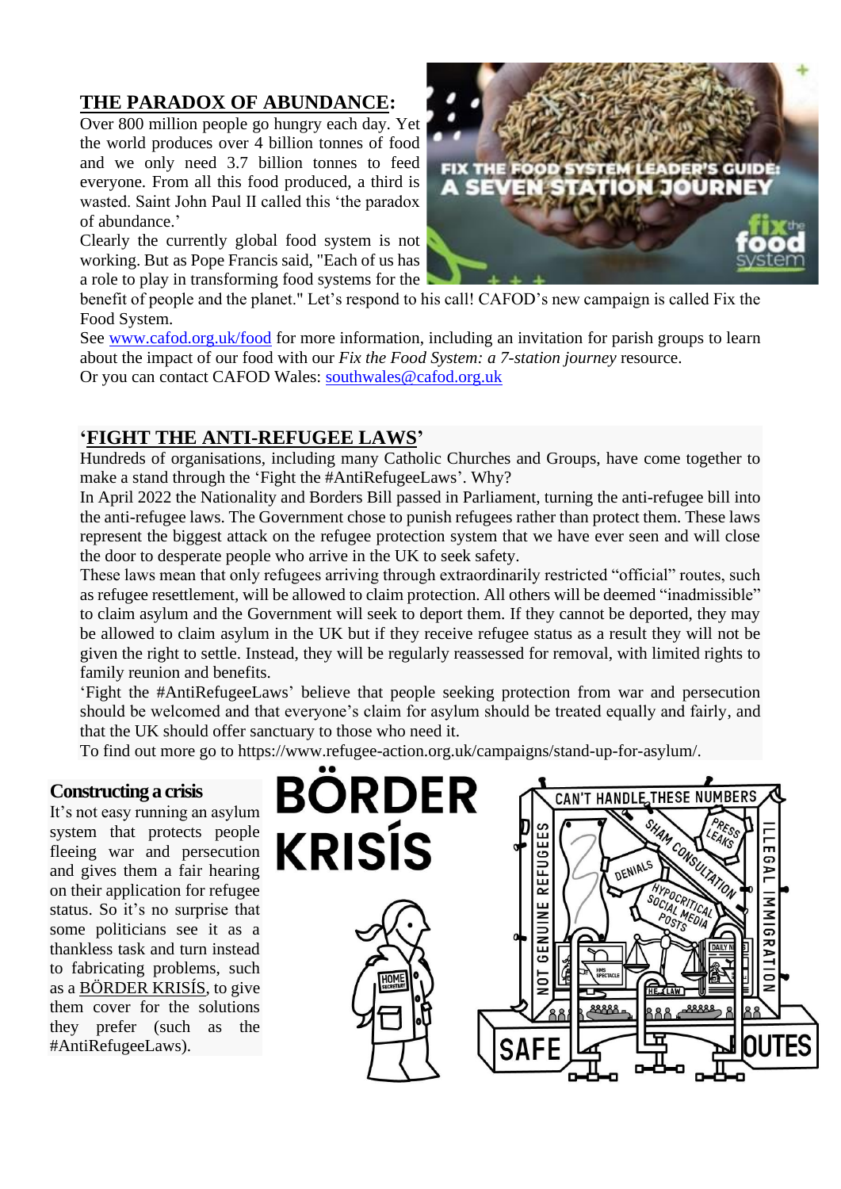## THE PARADOX OF ABUNDANCE:

Over 800 million people go hungry each day. Yet the world produces over 4 billion tonnes of food and we only need 3.7 billion tonnes to feed everyone. From all this food produced, a third is wasted. Saint John Paul II called this 'the paradox of abundance.'

Clearly the currently global food system is not working. But as Pope Francis said, "Each of us has a role to play in transforming food systems for the benefit of people and the planet." Let's respond to his call! CAFOD's new campaign is called Fix the Food System.

See www.cafod.org.uk/food for more information, including an invitation for parish groups to learn about the impact of our food with our *Fix the Food System: a 7-station journey* resource.

Or you can contact CAFOD Wales: southwales@cafod.org.uk

## 'FIGHT THE ANTI-REFUGEE LAWS'

Hundreds of organisations, including many Catholic Churches and Groups, have come together to make a stand through the 'Fight the #AntiRefugeeLaws'. Why?

In April 2022 the Nationality and Borders Bill passed in Parliament, turning the anti-refugee bill into the anti-refugee laws. The Government chose to punish refugees rather than protect them. These laws represent the biggest attack on the refugee protection system that we have ever seen and will close the door to desperate people who arrive in the UK to seek safety.

These laws mean that only refugees arriving through extraordinarily restricted "official" routes, such as refugee resettlement, will be allowed to claim protection. All others will be deemed "inadmissible" to claim asylum and the Government will seek to deport them. If they cannot be deported, they may be allowed to claim asylum in the UK but if they receive refugee status as a result they will not be given the right to settle. Instead, they will be regularly reassessed for removal, with limited rights to family reunion and benefits.

'Fight the #AntiRefugeeLaws' believe that people seeking protection from war and persecution should be welcomed and that everyone's claim for asylum should be treated equally and fairly, and that the UK should offer sanctuary to those who need it.

To find out more go to https://www.refugee-action.org.uk/campaigns/stand-up-for-asylum/.

### Constructing a crisis

It's not easy running an asylum system that protects people fleeing war and persecution and gives them a fair hearing on their application for refugee status. So it's no surprise that some politicians see it as a thankless task and turn instead to fabricating problems, such as a BÖRDER KRISÍS, to give them cover for the solutions they prefer (such as the #AntiRefugeeLaws).